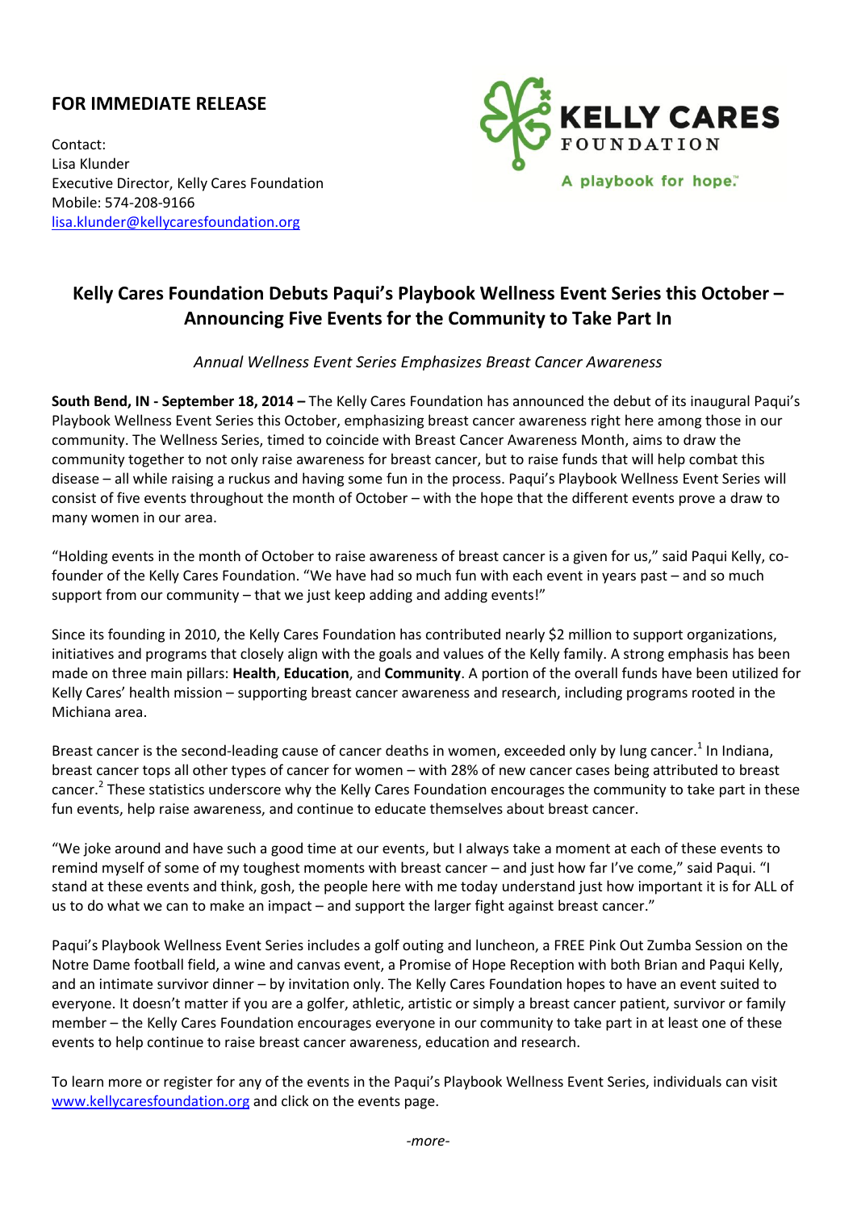**FOR IMMEDIATE RELEASE**

Contact:
Lisa Klunder
Executive Director, Kelly Cares Foundation
Mobile: 574-208-9166
lisa.klunder@kellycaresfoundation.org

KELLY CARES FOUNDATION
A playbook for hope.™

## Kelly Cares Foundation Debuts Paqui's Playbook Wellness Event Series this October – Announcing Five Events for the Community to Take Part In

*Annual Wellness Event Series Emphasizes Breast Cancer Awareness*

**South Bend, IN - September 18, 2014 –** The Kelly Cares Foundation has announced the debut of its inaugural Paqui's Playbook Wellness Event Series this October, emphasizing breast cancer awareness right here among those in our community. The Wellness Series, timed to coincide with Breast Cancer Awareness Month, aims to draw the community together to not only raise awareness for breast cancer, but to raise funds that will help combat this disease – all while raising a ruckus and having some fun in the process. Paqui's Playbook Wellness Event Series will consist of five events throughout the month of October – with the hope that the different events prove a draw to many women in our area.

"Holding events in the month of October to raise awareness of breast cancer is a given for us," said Paqui Kelly, co-founder of the Kelly Cares Foundation. "We have had so much fun with each event in years past – and so much support from our community – that we just keep adding and adding events!"

Since its founding in 2010, the Kelly Cares Foundation has contributed nearly $2 million to support organizations, initiatives and programs that closely align with the goals and values of the Kelly family. A strong emphasis has been made on three main pillars: **Health**, **Education**, and **Community**. A portion of the overall funds have been utilized for Kelly Cares' health mission – supporting breast cancer awareness and research, including programs rooted in the Michiana area.

Breast cancer is the second-leading cause of cancer deaths in women, exceeded only by lung cancer.[1] In Indiana, breast cancer tops all other types of cancer for women – with 28% of new cancer cases being attributed to breast cancer.[2] These statistics underscore why the Kelly Cares Foundation encourages the community to take part in these fun events, help raise awareness, and continue to educate themselves about breast cancer.

"We joke around and have such a good time at our events, but I always take a moment at each of these events to remind myself of some of my toughest moments with breast cancer – and just how far I've come," said Paqui. "I stand at these events and think, gosh, the people here with me today understand just how important it is for ALL of us to do what we can to make an impact – and support the larger fight against breast cancer."

Paqui's Playbook Wellness Event Series includes a golf outing and luncheon, a FREE Pink Out Zumba Session on the Notre Dame football field, a wine and canvas event, a Promise of Hope Reception with both Brian and Paqui Kelly, and an intimate survivor dinner – by invitation only. The Kelly Cares Foundation hopes to have an event suited to everyone. It doesn't matter if you are a golfer, athletic, artistic or simply a breast cancer patient, survivor or family member – the Kelly Cares Foundation encourages everyone in our community to take part in at least one of these events to help continue to raise breast cancer awareness, education and research.

To learn more or register for any of the events in the Paqui's Playbook Wellness Event Series, individuals can visit www.kellycaresfoundation.org and click on the events page.

*-more-*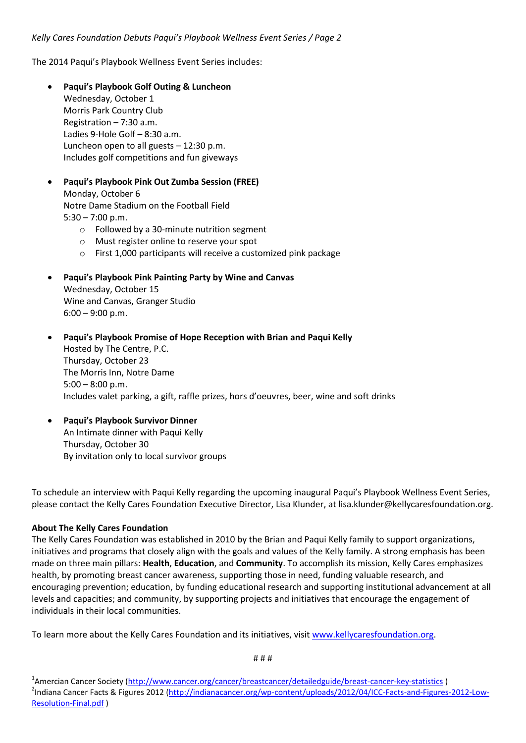The 2014 Paqui's Playbook Wellness Event Series includes:

- **Paqui's Playbook Golf Outing & Luncheon**
  Wednesday, October 1
  Morris Park Country Club
  Registration – 7:30 a.m.
  Ladies 9-Hole Golf – 8:30 a.m.
  Luncheon open to all guests – 12:30 p.m.
  Includes golf competitions and fun giveways

- **Paqui's Playbook Pink Out Zumba Session (FREE)**
  Monday, October 6
  Notre Dame Stadium on the Football Field
  5:30 – 7:00 p.m.
  - Followed by a 30-minute nutrition segment
  - Must register online to reserve your spot
  - First 1,000 participants will receive a customized pink package

- **Paqui's Playbook Pink Painting Party by Wine and Canvas**
  Wednesday, October 15
  Wine and Canvas, Granger Studio
  6:00 – 9:00 p.m.

- **Paqui's Playbook Promise of Hope Reception with Brian and Paqui Kelly**
  Hosted by The Centre, P.C.
  Thursday, October 23
  The Morris Inn, Notre Dame
  5:00 – 8:00 p.m.
  Includes valet parking, a gift, raffle prizes, hors d'oeuvres, beer, wine and soft drinks

- **Paqui's Playbook Survivor Dinner**
  An Intimate dinner with Paqui Kelly
  Thursday, October 30
  By invitation only to local survivor groups

To schedule an interview with Paqui Kelly regarding the upcoming inaugural Paqui's Playbook Wellness Event Series, please contact the Kelly Cares Foundation Executive Director, Lisa Klunder, at lisa.klunder@kellycaresfoundation.org.

**About The Kelly Cares Foundation**
The Kelly Cares Foundation was established in 2010 by the Brian and Paqui Kelly family to support organizations, initiatives and programs that closely align with the goals and values of the Kelly family. A strong emphasis has been made on three main pillars: **Health**, **Education**, and **Community**. To accomplish its mission, Kelly Cares emphasizes health, by promoting breast cancer awareness, supporting those in need, funding valuable research, and encouraging prevention; education, by funding educational research and supporting institutional advancement at all levels and capacities; and community, by supporting projects and initiatives that encourage the engagement of individuals in their local communities.

To learn more about the Kelly Cares Foundation and its initiatives, visit www.kellycaresfoundation.org.

# # #

[1]Amercian Cancer Society (http://www.cancer.org/cancer/breastcancer/detailedguide/breast-cancer-key-statistics )
[2]Indiana Cancer Facts & Figures 2012 (http://indianacancer.org/wp-content/uploads/2012/04/ICC-Facts-and-Figures-2012-Low-Resolution-Final.pdf )